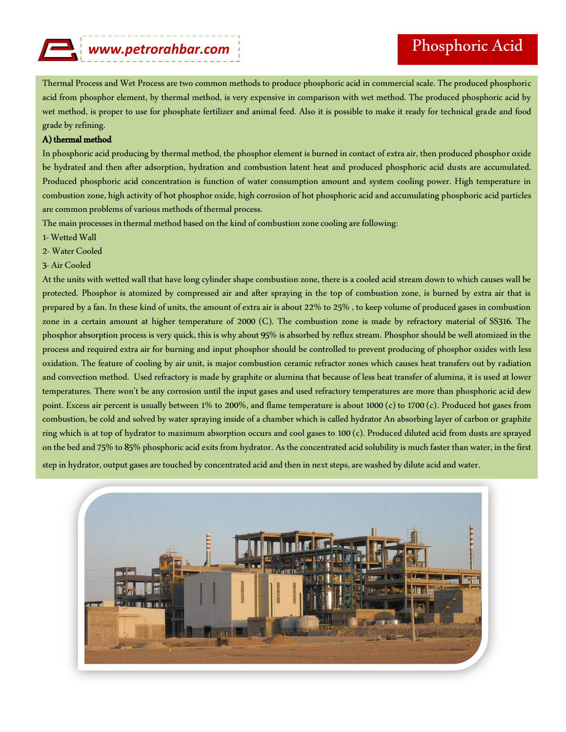# Phosphoric Acid

Thermal Process and Wet Process are two common methods to produce phosphoric acid in commercial scale. The produced phosphoric acid from phosphor element, by thermal method, is very expensive in comparison with wet method. The produced phosphoric acid by wet method, is proper to use for phosphate fertilizer and animal feed. Also it is possible to make it ready for technical grade and food grade by refining.

**A) thermal method**

In phosphoric acid producing by thermal method, the phosphor element is burned in contact of extra air, then produced phosphor oxide be hydrated and then after adsorption, hydration and combustion latent heat and produced phosphoric acid dusts are accumulated. Produced phosphoric acid concentration is function of water consumption amount and system cooling power. High temperature in combustion zone, high activity of hot phosphor oxide, high corrosion of hot phosphoric acid and accumulating phosphoric acid particles are common problems of various methods of thermal process.

The main processes in thermal method based on the kind of combustion zone cooling are following:

1- Wetted Wall

2- Water Cooled

3- Air Cooled

At the units with wetted wall that have long cylinder shape combustion zone, there is a cooled acid stream down to which causes wall be protected. Phosphor is atomized by compressed air and after spraying in the top of combustion zone, is burned by extra air that is prepared by a fan. In these kind of units, the amount of extra air is about 22% to 25% , to keep volume of produced gases in combustion zone in a certain amount at higher temperature of 2000 (C). The combustion zone is made by refractory material of SS316. The phosphor absorption process is very quick, this is why about 95% is absorbed by reflux stream. Phosphor should be well atomized in the process and required extra air for burning and input phosphor should be controlled to prevent producing of phosphor oxides with less oxidation. The feature of cooling by air unit, is major combustion ceramic refractor zones which causes heat transfers out by radiation and convection method. Used refractory is made by graphite or alumina that because of less heat transfer of alumina, it is used at lower temperatures. There won't be any corrosion until the input gases and used refractory temperatures are more than phosphoric acid dew point. Excess air percent is usually between 1% to 200%, and flame temperature is about 1000 (c) to 1700 (c). Produced hot gases from combustion, be cold and solved by water spraying inside of a chamber which is called hydrator An absorbing layer of carbon or graphite ring which is at top of hydrator to maximum absorption occurs and cool gases to 100 (c). Produced diluted acid from dusts are sprayed on the bed and 75% to 85% phosphoric acid exits from hydrator. As the concentrated acid solubility is much faster than water, in the first step in hydrator, output gases are touched by concentrated acid and then in next steps, are washed by dilute acid and water.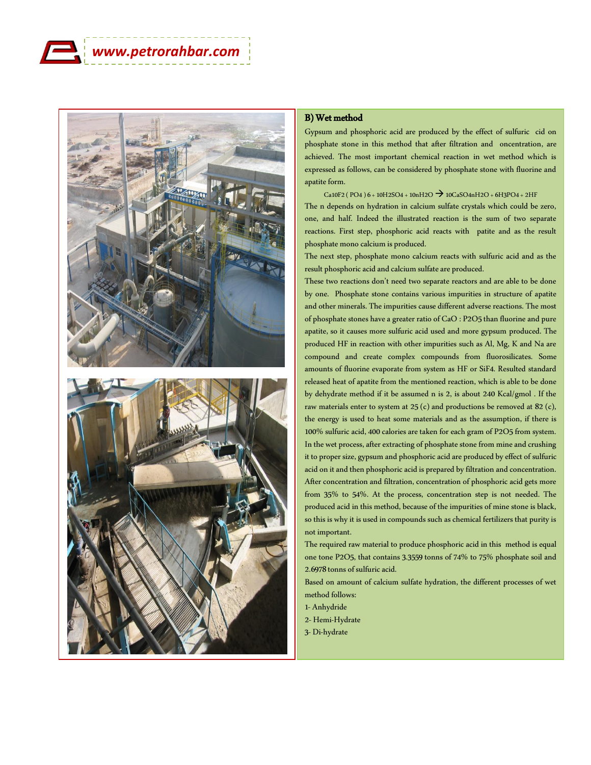## B) Wet method

Gypsum and phosphoric acid are produced by the effect of sulfuric cid on phosphate stone in this method that after filtration and oncentration, are achieved. The most important chemical reaction in wet method which is expressed as follows, can be considered by phosphate stone with fluorine and apatite form.

$$Ca_{10}F_2(PO_4)_6 + 10H_2SO_4 + 10nH_2O \rightarrow 10CaSO_4nH_2O + 6H_3PO_4 + 2HF$$

The n depends on hydration in calcium sulfate crystals which could be zero, one, and half. Indeed the illustrated reaction is the sum of two separate reactions. First step, phosphoric acid reacts with patite and as the result phosphate mono calcium is produced.

The next step, phosphate mono calcium reacts with sulfuric acid and as the result phosphoric acid and calcium sulfate are produced.

These two reactions don't need two separate reactors and are able to be done by one. Phosphate stone contains various impurities in structure of apatite and other minerals. The impurities cause different adverse reactions. The most of phosphate stones have a greater ratio of $CaO : P_2O_5$ than fluorine and pure apatite, so it causes more sulfuric acid used and more gypsum produced. The produced HF in reaction with other impurities such as Al, Mg, K and Na are compound and create complex compounds from fluorosilicates. Some amounts of fluorine evaporate from system as HF or $SiF_4$. Resulted standard released heat of apatite from the mentioned reaction, which is able to be done by dehydrate method if it be assumed n is 2, is about 240 Kcal/gmol . If the raw materials enter to system at 25 (c) and productions be removed at 82 (c), the energy is used to heat some materials and as the assumption, if there is 100% sulfuric acid, 400 calories are taken for each gram of $P_2O_5$ from system. In the wet process, after extracting of phosphate stone from mine and crushing it to proper size, gypsum and phosphoric acid are produced by effect of sulfuric acid on it and then phosphoric acid is prepared by filtration and concentration. After concentration and filtration, concentration of phosphoric acid gets more from 35% to 54%. At the process, concentration step is not needed. The produced acid in this method, because of the impurities of mine stone is black, so this is why it is used in compounds such as chemical fertilizers that purity is not important.

The required raw material to produce phosphoric acid in this method is equal one tone $P_2O_5$, that contains 3.3559 tonns of 74% to 75% phosphate soil and 2.6978 tonns of sulfuric acid.

Based on amount of calcium sulfate hydration, the different processes of wet method follows:

1- Anhydride

2- Hemi-Hydrate

3- Di-hydrate